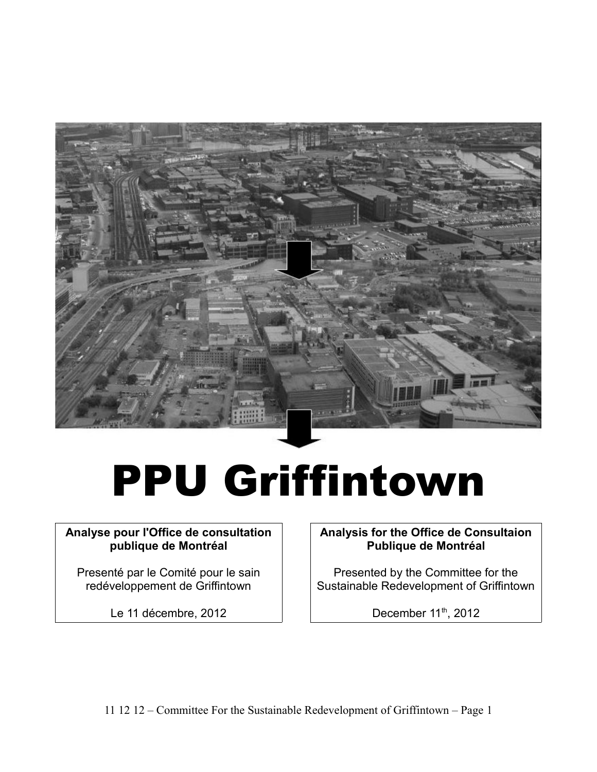# PPU Griffintown

**Analyse pour l'Office de consultation publique de Montréal**

Presenté par le Comité pour le sain redéveloppement de Griffintown

Le 11 décembre, 2012

**Analysis for the Office de Consultaion Publique de Montréal**

Presented by the Committee for the Sustainable Redevelopment of Griffintown

December 11th, 2012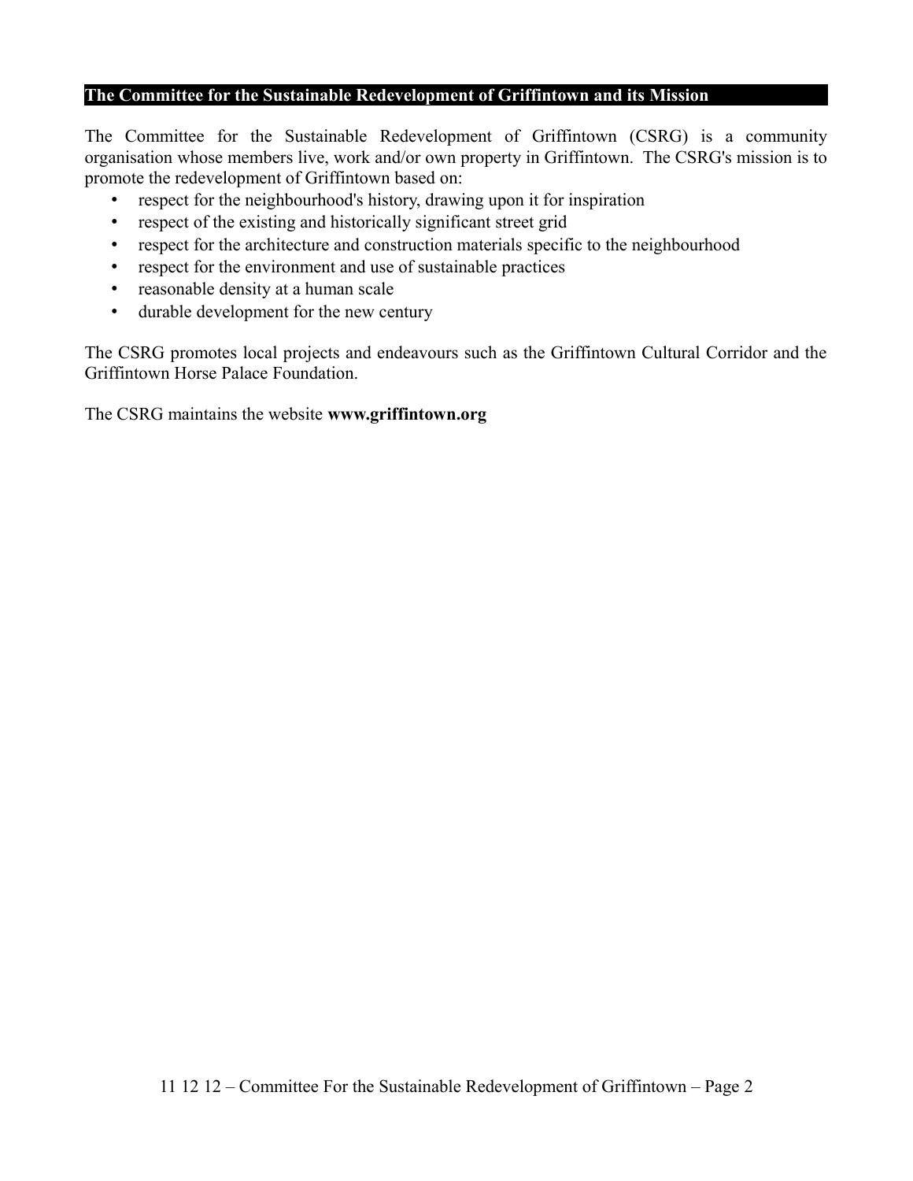## The Committee for the Sustainable Redevelopment of Griffintown and its Mission

The Committee for the Sustainable Redevelopment of Griffintown (CSRG) is a community organisation whose members live, work and/or own property in Griffintown. The CSRG's mission is to promote the redevelopment of Griffintown based on:

- respect for the neighbourhood's history, drawing upon it for inspiration
- respect of the existing and historically significant street grid
- respect for the architecture and construction materials specific to the neighbourhood
- respect for the environment and use of sustainable practices
- reasonable density at a human scale
- durable development for the new century

The CSRG promotes local projects and endeavours such as the Griffintown Cultural Corridor and the Griffintown Horse Palace Foundation.

The CSRG maintains the website **www.griffintown.org**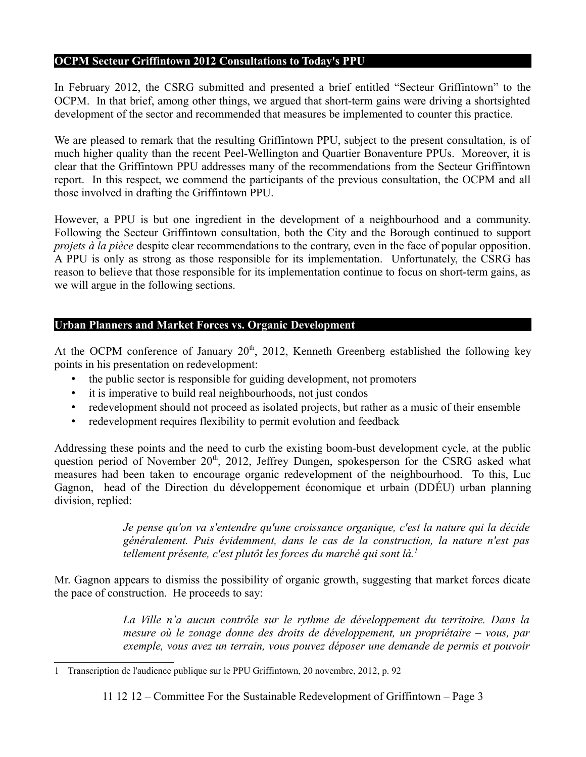## OCPM Secteur Griffintown 2012 Consultations to Today's PPU

In February 2012, the CSRG submitted and presented a brief entitled "Secteur Griffintown" to the OCPM. In that brief, among other things, we argued that short-term gains were driving a shortsighted development of the sector and recommended that measures be implemented to counter this practice.

We are pleased to remark that the resulting Griffintown PPU, subject to the present consultation, is of much higher quality than the recent Peel-Wellington and Quartier Bonaventure PPUs. Moreover, it is clear that the Griffintown PPU addresses many of the recommendations from the Secteur Griffintown report. In this respect, we commend the participants of the previous consultation, the OCPM and all those involved in drafting the Griffintown PPU.

However, a PPU is but one ingredient in the development of a neighbourhood and a community. Following the Secteur Griffintown consultation, both the City and the Borough continued to support *projets à la pièce* despite clear recommendations to the contrary, even in the face of popular opposition. A PPU is only as strong as those responsible for its implementation. Unfortunately, the CSRG has reason to believe that those responsible for its implementation continue to focus on short-term gains, as we will argue in the following sections.

## Urban Planners and Market Forces vs. Organic Development

At the OCPM conference of January 20th, 2012, Kenneth Greenberg established the following key points in his presentation on redevelopment:

- the public sector is responsible for guiding development, not promoters
- it is imperative to build real neighbourhoods, not just condos
- redevelopment should not proceed as isolated projects, but rather as a music of their ensemble
- redevelopment requires flexibility to permit evolution and feedback

Addressing these points and the need to curb the existing boom-bust development cycle, at the public question period of November 20th, 2012, Jeffrey Dungen, spokesperson for the CSRG asked what measures had been taken to encourage organic redevelopment of the neighbourhood. To this, Luc Gagnon, head of the Direction du développement économique et urbain (DDÉU) urban planning division, replied:

> *Je pense qu'on va s'entendre qu'une croissance organique, c'est la nature qui la décide généralement. Puis évidemment, dans le cas de la construction, la nature n'est pas tellement présente, c'est plutôt les forces du marché qui sont là.*[1]

Mr. Gagnon appears to dismiss the possibility of organic growth, suggesting that market forces dicate the pace of construction. He proceeds to say:

> *La Ville n'a aucun contrôle sur le rythme de développement du territoire. Dans la mesure où le zonage donne des droits de développement, un propriétaire – vous, par exemple, vous avez un terrain, vous pouvez déposer une demande de permis et pouvoir*

[1] Transcription de l'audience publique sur le PPU Griffintown, 20 novembre, 2012, p. 92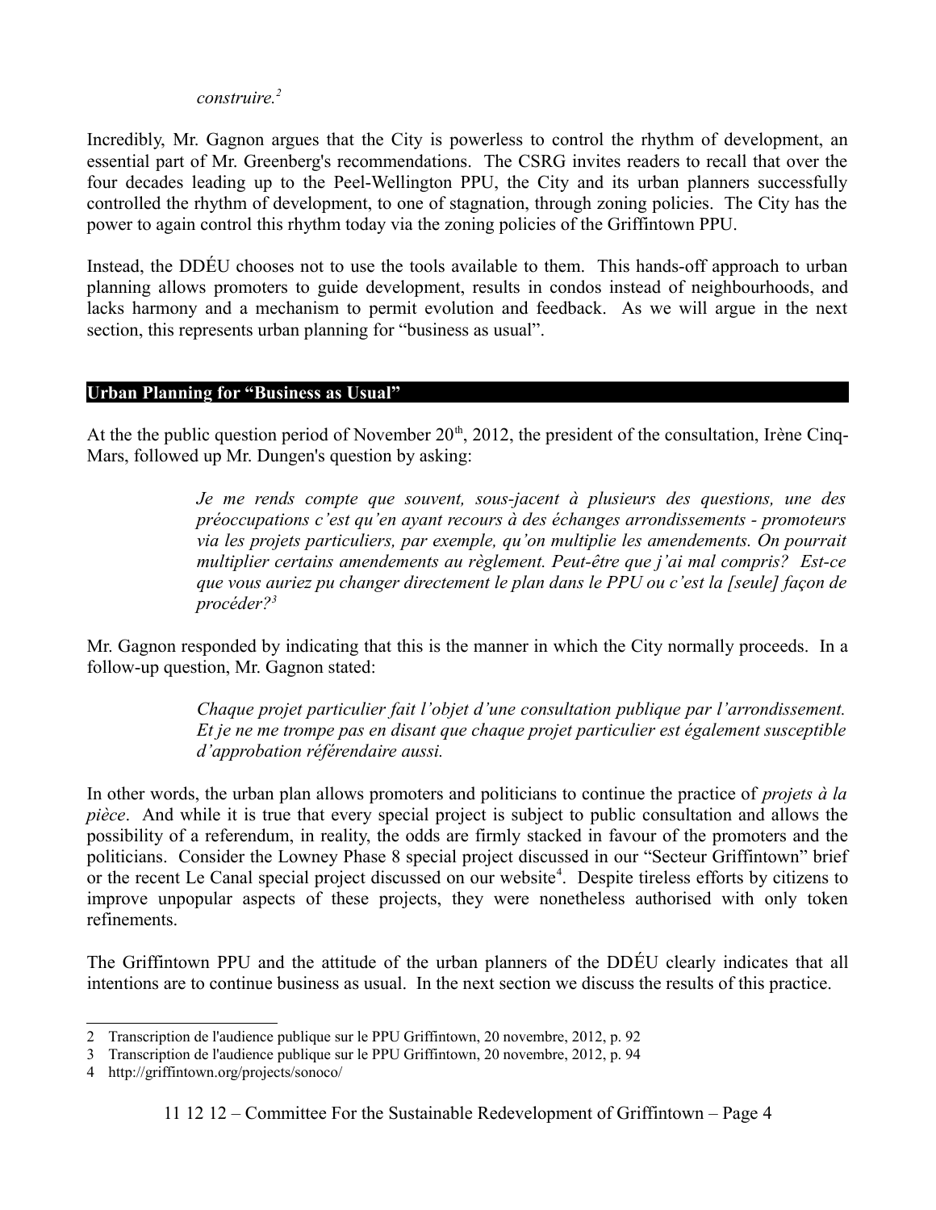*construire.*[2]

Incredibly, Mr. Gagnon argues that the City is powerless to control the rhythm of development, an essential part of Mr. Greenberg's recommendations. The CSRG invites readers to recall that over the four decades leading up to the Peel-Wellington PPU, the City and its urban planners successfully controlled the rhythm of development, to one of stagnation, through zoning policies. The City has the power to again control this rhythm today via the zoning policies of the Griffintown PPU.

Instead, the DDÉU chooses not to use the tools available to them. This hands-off approach to urban planning allows promoters to guide development, results in condos instead of neighbourhoods, and lacks harmony and a mechanism to permit evolution and feedback. As we will argue in the next section, this represents urban planning for "business as usual".

## Urban Planning for "Business as Usual"

At the the public question period of November 20th, 2012, the president of the consultation, Irène Cinq-Mars, followed up Mr. Dungen's question by asking:

> *Je me rends compte que souvent, sous-jacent à plusieurs des questions, une des préoccupations c'est qu'en ayant recours à des échanges arrondissements - promoteurs via les projets particuliers, par exemple, qu'on multiplie les amendements. On pourrait multiplier certains amendements au règlement. Peut-être que j'ai mal compris? Est-ce que vous auriez pu changer directement le plan dans le PPU ou c'est la [seule] façon de procéder?*[3]

Mr. Gagnon responded by indicating that this is the manner in which the City normally proceeds. In a follow-up question, Mr. Gagnon stated:

> *Chaque projet particulier fait l'objet d'une consultation publique par l'arrondissement. Et je ne me trompe pas en disant que chaque projet particulier est également susceptible d'approbation référendaire aussi.*

In other words, the urban plan allows promoters and politicians to continue the practice of *projets à la pièce*. And while it is true that every special project is subject to public consultation and allows the possibility of a referendum, in reality, the odds are firmly stacked in favour of the promoters and the politicians. Consider the Lowney Phase 8 special project discussed in our "Secteur Griffintown" brief or the recent Le Canal special project discussed on our website[4]. Despite tireless efforts by citizens to improve unpopular aspects of these projects, they were nonetheless authorised with only token refinements.

The Griffintown PPU and the attitude of the urban planners of the DDÉU clearly indicates that all intentions are to continue business as usual. In the next section we discuss the results of this practice.

---

2 Transcription de l'audience publique sur le PPU Griffintown, 20 novembre, 2012, p. 92

3 Transcription de l'audience publique sur le PPU Griffintown, 20 novembre, 2012, p. 94

4 http://griffintown.org/projects/sonoco/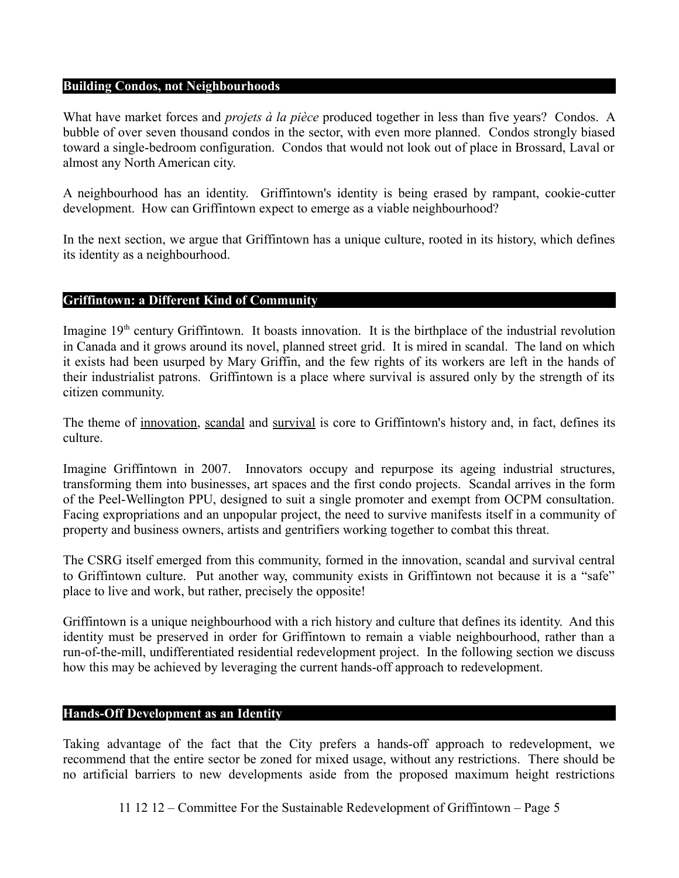## Building Condos, not Neighbourhoods

What have market forces and *projets à la pièce* produced together in less than five years? Condos. A bubble of over seven thousand condos in the sector, with even more planned. Condos strongly biased toward a single-bedroom configuration. Condos that would not look out of place in Brossard, Laval or almost any North American city.

A neighbourhood has an identity. Griffintown's identity is being erased by rampant, cookie-cutter development. How can Griffintown expect to emerge as a viable neighbourhood?

In the next section, we argue that Griffintown has a unique culture, rooted in its history, which defines its identity as a neighbourhood.

## Griffintown: a Different Kind of Community

Imagine 19th century Griffintown. It boasts innovation. It is the birthplace of the industrial revolution in Canada and it grows around its novel, planned street grid. It is mired in scandal. The land on which it exists had been usurped by Mary Griffin, and the few rights of its workers are left in the hands of their industrialist patrons. Griffintown is a place where survival is assured only by the strength of its citizen community.

The theme of <u>innovation</u>, <u>scandal</u> and <u>survival</u> is core to Griffintown's history and, in fact, defines its culture.

Imagine Griffintown in 2007. Innovators occupy and repurpose its ageing industrial structures, transforming them into businesses, art spaces and the first condo projects. Scandal arrives in the form of the Peel-Wellington PPU, designed to suit a single promoter and exempt from OCPM consultation. Facing expropriations and an unpopular project, the need to survive manifests itself in a community of property and business owners, artists and gentrifiers working together to combat this threat.

The CSRG itself emerged from this community, formed in the innovation, scandal and survival central to Griffintown culture. Put another way, community exists in Griffintown not because it is a "safe" place to live and work, but rather, precisely the opposite!

Griffintown is a unique neighbourhood with a rich history and culture that defines its identity. And this identity must be preserved in order for Griffintown to remain a viable neighbourhood, rather than a run-of-the-mill, undifferentiated residential redevelopment project. In the following section we discuss how this may be achieved by leveraging the current hands-off approach to redevelopment.

## Hands-Off Development as an Identity

Taking advantage of the fact that the City prefers a hands-off approach to redevelopment, we recommend that the entire sector be zoned for mixed usage, without any restrictions. There should be no artificial barriers to new developments aside from the proposed maximum height restrictions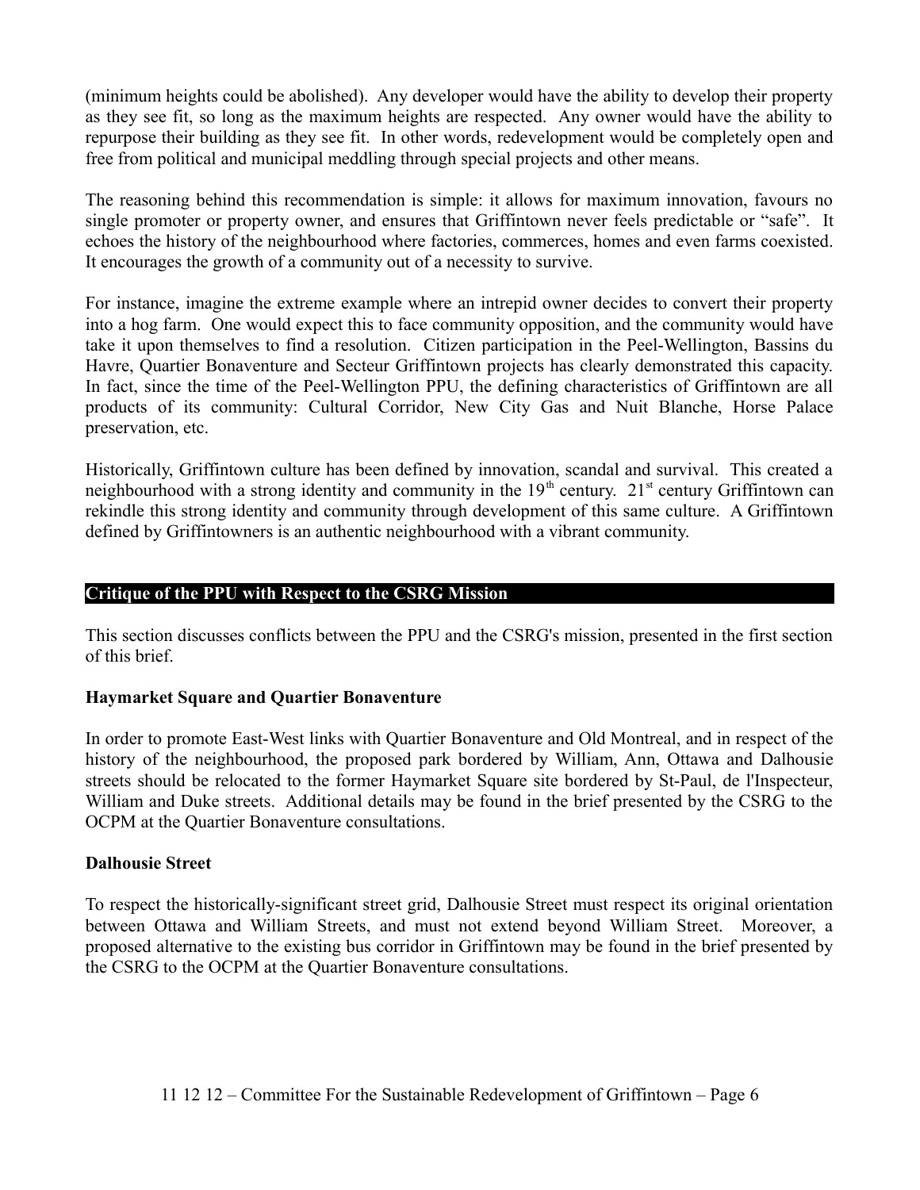(minimum heights could be abolished). Any developer would have the ability to develop their property as they see fit, so long as the maximum heights are respected. Any owner would have the ability to repurpose their building as they see fit. In other words, redevelopment would be completely open and free from political and municipal meddling through special projects and other means.

The reasoning behind this recommendation is simple: it allows for maximum innovation, favours no single promoter or property owner, and ensures that Griffintown never feels predictable or "safe". It echoes the history of the neighbourhood where factories, commerces, homes and even farms coexisted. It encourages the growth of a community out of a necessity to survive.

For instance, imagine the extreme example where an intrepid owner decides to convert their property into a hog farm. One would expect this to face community opposition, and the community would have take it upon themselves to find a resolution. Citizen participation in the Peel-Wellington, Bassins du Havre, Quartier Bonaventure and Secteur Griffintown projects has clearly demonstrated this capacity. In fact, since the time of the Peel-Wellington PPU, the defining characteristics of Griffintown are all products of its community: Cultural Corridor, New City Gas and Nuit Blanche, Horse Palace preservation, etc.

Historically, Griffintown culture has been defined by innovation, scandal and survival. This created a neighbourhood with a strong identity and community in the 19th century. 21st century Griffintown can rekindle this strong identity and community through development of this same culture. A Griffintown defined by Griffintowners is an authentic neighbourhood with a vibrant community.

## Critique of the PPU with Respect to the CSRG Mission

This section discusses conflicts between the PPU and the CSRG's mission, presented in the first section of this brief.

### Haymarket Square and Quartier Bonaventure

In order to promote East-West links with Quartier Bonaventure and Old Montreal, and in respect of the history of the neighbourhood, the proposed park bordered by William, Ann, Ottawa and Dalhousie streets should be relocated to the former Haymarket Square site bordered by St-Paul, de l'Inspecteur, William and Duke streets. Additional details may be found in the brief presented by the CSRG to the OCPM at the Quartier Bonaventure consultations.

### Dalhousie Street

To respect the historically-significant street grid, Dalhousie Street must respect its original orientation between Ottawa and William Streets, and must not extend beyond William Street. Moreover, a proposed alternative to the existing bus corridor in Griffintown may be found in the brief presented by the CSRG to the OCPM at the Quartier Bonaventure consultations.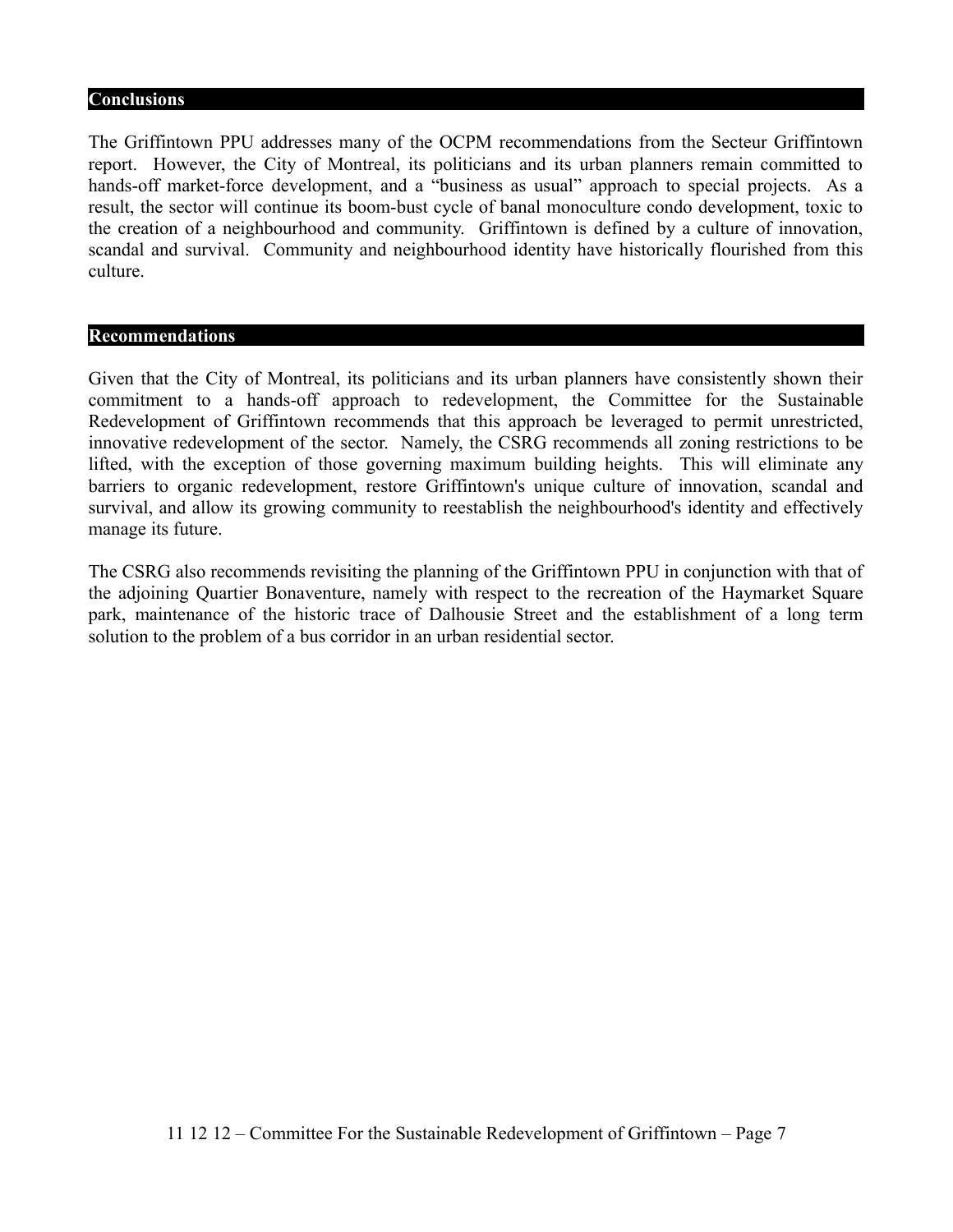## Conclusions

The Griffintown PPU addresses many of the OCPM recommendations from the Secteur Griffintown report. However, the City of Montreal, its politicians and its urban planners remain committed to hands-off market-force development, and a "business as usual" approach to special projects. As a result, the sector will continue its boom-bust cycle of banal monoculture condo development, toxic to the creation of a neighbourhood and community. Griffintown is defined by a culture of innovation, scandal and survival. Community and neighbourhood identity have historically flourished from this culture.

## Recommendations

Given that the City of Montreal, its politicians and its urban planners have consistently shown their commitment to a hands-off approach to redevelopment, the Committee for the Sustainable Redevelopment of Griffintown recommends that this approach be leveraged to permit unrestricted, innovative redevelopment of the sector. Namely, the CSRG recommends all zoning restrictions to be lifted, with the exception of those governing maximum building heights. This will eliminate any barriers to organic redevelopment, restore Griffintown's unique culture of innovation, scandal and survival, and allow its growing community to reestablish the neighbourhood's identity and effectively manage its future.

The CSRG also recommends revisiting the planning of the Griffintown PPU in conjunction with that of the adjoining Quartier Bonaventure, namely with respect to the recreation of the Haymarket Square park, maintenance of the historic trace of Dalhousie Street and the establishment of a long term solution to the problem of a bus corridor in an urban residential sector.